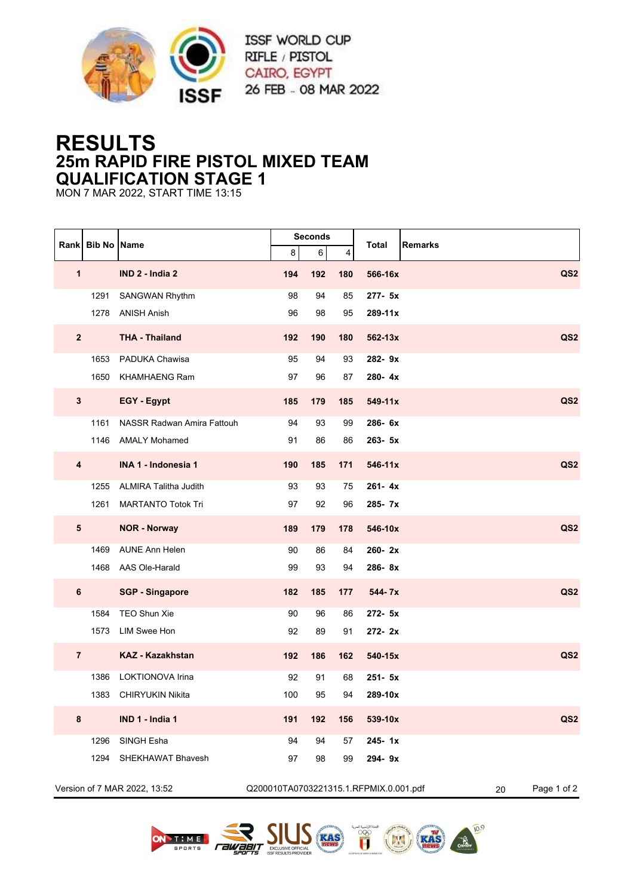ISSF WORLD CUP
RIFLE / PISTOL
CAIRO, EGYPT
26 FEB - 08 MAR 2022

# RESULTS
## 25m RAPID FIRE PISTOL MIXED TEAM
## QUALIFICATION STAGE 1

MON 7 MAR 2022, START TIME 13:15

| Rank | Bib No | Name | Seconds 8 | 6 | 4 | Total | Remarks |
|---|---|---|---|---|---|---|---|
| **1** | | **IND 2 - India 2** | **194** | **192** | **180** | **566-16x** | **QS2** |
| | 1291 | SANGWAN Rhythm | 98 | 94 | 85 | **277- 5x** | |
| | 1278 | ANISH Anish | 96 | 98 | 95 | **289-11x** | |
| **2** | | **THA - Thailand** | **192** | **190** | **180** | **562-13x** | **QS2** |
| | 1653 | PADUKA Chawisa | 95 | 94 | 93 | **282- 9x** | |
| | 1650 | KHAMHAENG Ram | 97 | 96 | 87 | **280- 4x** | |
| **3** | | **EGY - Egypt** | **185** | **179** | **185** | **549-11x** | **QS2** |
| | 1161 | NASSR Radwan Amira Fattouh | 94 | 93 | 99 | **286- 6x** | |
| | 1146 | AMALY Mohamed | 91 | 86 | 86 | **263- 5x** | |
| **4** | | **INA 1 - Indonesia 1** | **190** | **185** | **171** | **546-11x** | **QS2** |
| | 1255 | ALMIRA Talitha Judith | 93 | 93 | 75 | **261- 4x** | |
| | 1261 | MARTANTO Totok Tri | 97 | 92 | 96 | **285- 7x** | |
| **5** | | **NOR - Norway** | **189** | **179** | **178** | **546-10x** | **QS2** |
| | 1469 | AUNE Ann Helen | 90 | 86 | 84 | **260- 2x** | |
| | 1468 | AAS Ole-Harald | 99 | 93 | 94 | **286- 8x** | |
| **6** | | **SGP - Singapore** | **182** | **185** | **177** | **544- 7x** | **QS2** |
| | 1584 | TEO Shun Xie | 90 | 96 | 86 | **272- 5x** | |
| | 1573 | LIM Swee Hon | 92 | 89 | 91 | **272- 2x** | |
| **7** | | **KAZ - Kazakhstan** | **192** | **186** | **162** | **540-15x** | **QS2** |
| | 1386 | LOKTIONOVA Irina | 92 | 91 | 68 | **251- 5x** | |
| | 1383 | CHIRYUKIN Nikita | 100 | 95 | 94 | **289-10x** | |
| **8** | | **IND 1 - India 1** | **191** | **192** | **156** | **539-10x** | **QS2** |
| | 1296 | SINGH Esha | 94 | 94 | 57 | **245- 1x** | |
| | 1294 | SHEKHAWAT Bhavesh | 97 | 98 | 99 | **294- 9x** | |

Version of 7 MAR 2022, 13:52 Q200010TA0703221315.1.RFPMIX.0.001.pdf 20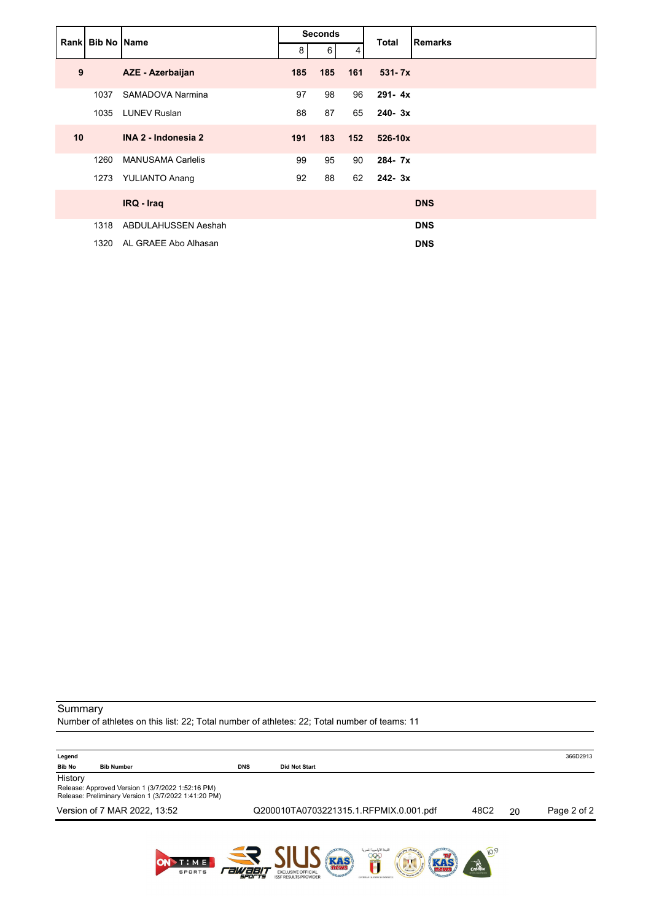| Rank | Bib No | Name | Seconds | | | Total | Remarks |
|---|---|---|---|---|---|---|---|
| | | | 8 | 6 | 4 | | |
| **9** | | **AZE - Azerbaijan** | **185** | **185** | **161** | **531- 7x** | |
| | 1037 | SAMADOVA Narmina | 97 | 98 | 96 | **291- 4x** | |
| | 1035 | LUNEV Ruslan | 88 | 87 | 65 | **240- 3x** | |
| **10** | | **INA 2 - Indonesia 2** | **191** | **183** | **152** | **526-10x** | |
| | 1260 | MANUSAMA Carlelis | 99 | 95 | 90 | **284- 7x** | |
| | 1273 | YULIANTO Anang | 92 | 88 | 62 | **242- 3x** | |
| | | **IRQ - Iraq** | | | | | **DNS** |
| | 1318 | ABDULAHUSSEN Aeshah | | | | | **DNS** |
| | 1320 | AL GRAEE Abo Alhasan | | | | | **DNS** |

## Summary

Number of athletes on this list: 22; Total number of athletes: 22; Total number of teams: 11

**Legend**

| | | | |
|---|---|---|---|
| **Bib No** | **Bib Number** | **DNS** | **Did Not Start** |

366D2913

History

Release: Approved Version 1 (3/7/2022 1:52:16 PM)
Release: Preliminary Version 1 (3/7/2022 1:41:20 PM)

Version of 7 MAR 2022, 13:52 Q200010TA0703221315.1.RFPMIX.0.001.pdf 48C2 20